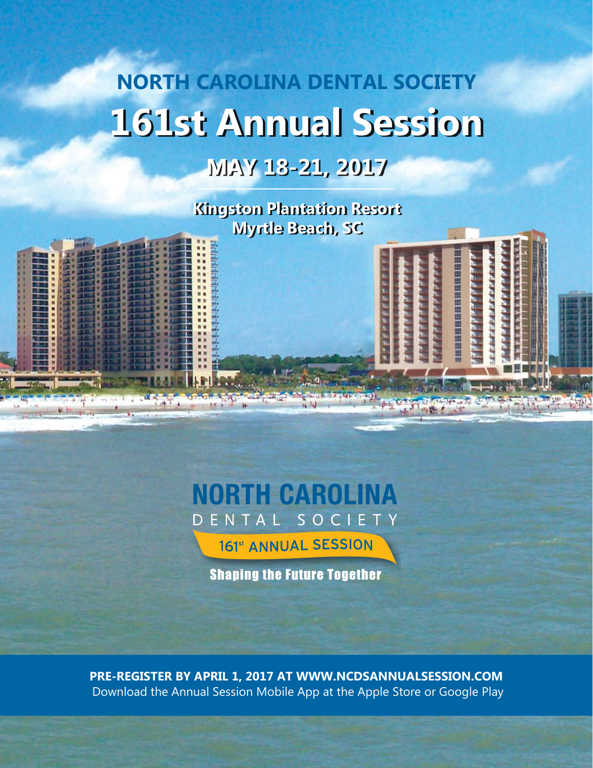# NORTH CAROLINA DENTAL SOCIETY

# 161st Annual Session

## MAY 18-21, 2017

**Kingston Plantation Resort**
**Myrtle Beach, SC**

**NORTH CAROLINA**
DENTAL SOCIETY
161st ANNUAL SESSION
**Shaping the Future Together**

**PRE-REGISTER BY APRIL 1, 2017 AT WWW.NCDSANNUALSESSION.COM**
Download the Annual Session Mobile App at the Apple Store or Google Play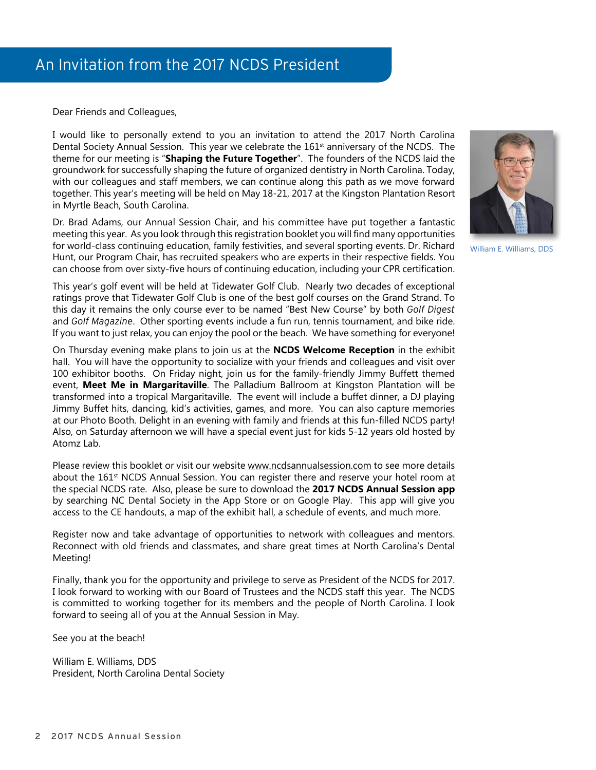# An Invitation from the 2017 NCDS President

Dear Friends and Colleagues,

I would like to personally extend to you an invitation to attend the 2017 North Carolina Dental Society Annual Session. This year we celebrate the 161st anniversary of the NCDS. The theme for our meeting is "**Shaping the Future Together**". The founders of the NCDS laid the groundwork for successfully shaping the future of organized dentistry in North Carolina. Today, with our colleagues and staff members, we can continue along this path as we move forward together. This year's meeting will be held on May 18-21, 2017 at the Kingston Plantation Resort in Myrtle Beach, South Carolina.

William E. Williams, DDS

Dr. Brad Adams, our Annual Session Chair, and his committee have put together a fantastic meeting this year. As you look through this registration booklet you will find many opportunities for world-class continuing education, family festivities, and several sporting events. Dr. Richard Hunt, our Program Chair, has recruited speakers who are experts in their respective fields. You can choose from over sixty-five hours of continuing education, including your CPR certification.

This year's golf event will be held at Tidewater Golf Club. Nearly two decades of exceptional ratings prove that Tidewater Golf Club is one of the best golf courses on the Grand Strand. To this day it remains the only course ever to be named "Best New Course" by both *Golf Digest* and *Golf Magazine*. Other sporting events include a fun run, tennis tournament, and bike ride. If you want to just relax, you can enjoy the pool or the beach. We have something for everyone!

On Thursday evening make plans to join us at the **NCDS Welcome Reception** in the exhibit hall. You will have the opportunity to socialize with your friends and colleagues and visit over 100 exhibitor booths. On Friday night, join us for the family-friendly Jimmy Buffett themed event, **Meet Me in Margaritaville**. The Palladium Ballroom at Kingston Plantation will be transformed into a tropical Margaritaville. The event will include a buffet dinner, a DJ playing Jimmy Buffet hits, dancing, kid's activities, games, and more. You can also capture memories at our Photo Booth. Delight in an evening with family and friends at this fun-filled NCDS party! Also, on Saturday afternoon we will have a special event just for kids 5-12 years old hosted by Atomz Lab.

Please review this booklet or visit our website www.ncdsannualsession.com to see more details about the 161st NCDS Annual Session. You can register there and reserve your hotel room at the special NCDS rate. Also, please be sure to download the **2017 NCDS Annual Session app** by searching NC Dental Society in the App Store or on Google Play. This app will give you access to the CE handouts, a map of the exhibit hall, a schedule of events, and much more.

Register now and take advantage of opportunities to network with colleagues and mentors. Reconnect with old friends and classmates, and share great times at North Carolina's Dental Meeting!

Finally, thank you for the opportunity and privilege to serve as President of the NCDS for 2017. I look forward to working with our Board of Trustees and the NCDS staff this year. The NCDS is committed to working together for its members and the people of North Carolina. I look forward to seeing all of you at the Annual Session in May.

See you at the beach!

William E. Williams, DDS
President, North Carolina Dental Society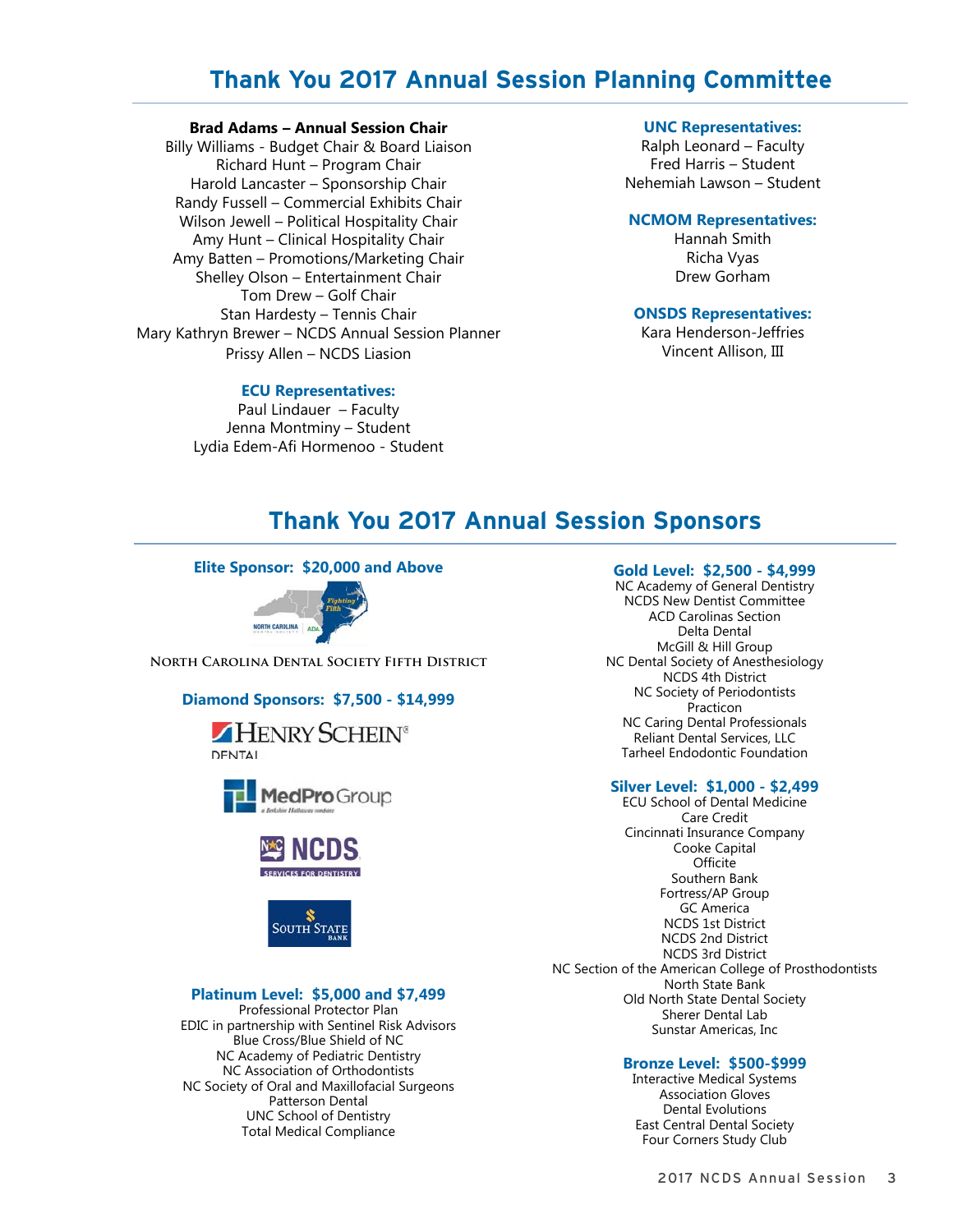## Thank You 2017 Annual Session Planning Committee

**Brad Adams – Annual Session Chair**
Billy Williams - Budget Chair & Board Liaison
Richard Hunt – Program Chair
Harold Lancaster – Sponsorship Chair
Randy Fussell – Commercial Exhibits Chair
Wilson Jewell – Political Hospitality Chair
Amy Hunt – Clinical Hospitality Chair
Amy Batten – Promotions/Marketing Chair
Shelley Olson – Entertainment Chair
Tom Drew – Golf Chair
Stan Hardesty – Tennis Chair
Mary Kathryn Brewer – NCDS Annual Session Planner
Prissy Allen – NCDS Liasion

**ECU Representatives:**
Paul Lindauer – Faculty
Jenna Montminy – Student
Lydia Edem-Afi Hormenoo - Student

**UNC Representatives:**
Ralph Leonard – Faculty
Fred Harris – Student
Nehemiah Lawson – Student

**NCMOM Representatives:**
Hannah Smith
Richa Vyas
Drew Gorham

**ONSDS Representatives:**
Kara Henderson-Jeffries
Vincent Allison, III

## Thank You 2017 Annual Session Sponsors

**Elite Sponsor: $20,000 and Above**

North Carolina Dental Society Fifth District

**Diamond Sponsors: $7,500 - $14,999**

Henry Schein Dental
MedPro Group
NCDS Services for Dentistry
South State Bank

**Platinum Level: $5,000 and $7,499**
Professional Protector Plan
EDIC in partnership with Sentinel Risk Advisors
Blue Cross/Blue Shield of NC
NC Academy of Pediatric Dentistry
NC Association of Orthodontists
NC Society of Oral and Maxillofacial Surgeons
Patterson Dental
UNC School of Dentistry
Total Medical Compliance

**Gold Level: $2,500 - $4,999**
NC Academy of General Dentistry
NCDS New Dentist Committee
ACD Carolinas Section
Delta Dental
McGill & Hill Group
NC Dental Society of Anesthesiology
NCDS 4th District
NC Society of Periodontists
Practicon
NC Caring Dental Professionals
Reliant Dental Services, LLC
Tarheel Endodontic Foundation

**Silver Level: $1,000 - $2,499**
ECU School of Dental Medicine
Care Credit
Cincinnati Insurance Company
Cooke Capital
Officite
Southern Bank
Fortress/AP Group
GC America
NCDS 1st District
NCDS 2nd District
NCDS 3rd District
NC Section of the American College of Prosthodontists
North State Bank
Old North State Dental Society
Sherer Dental Lab
Sunstar Americas, Inc

**Bronze Level: $500-$999**
Interactive Medical Systems
Association Gloves
Dental Evolutions
East Central Dental Society
Four Corners Study Club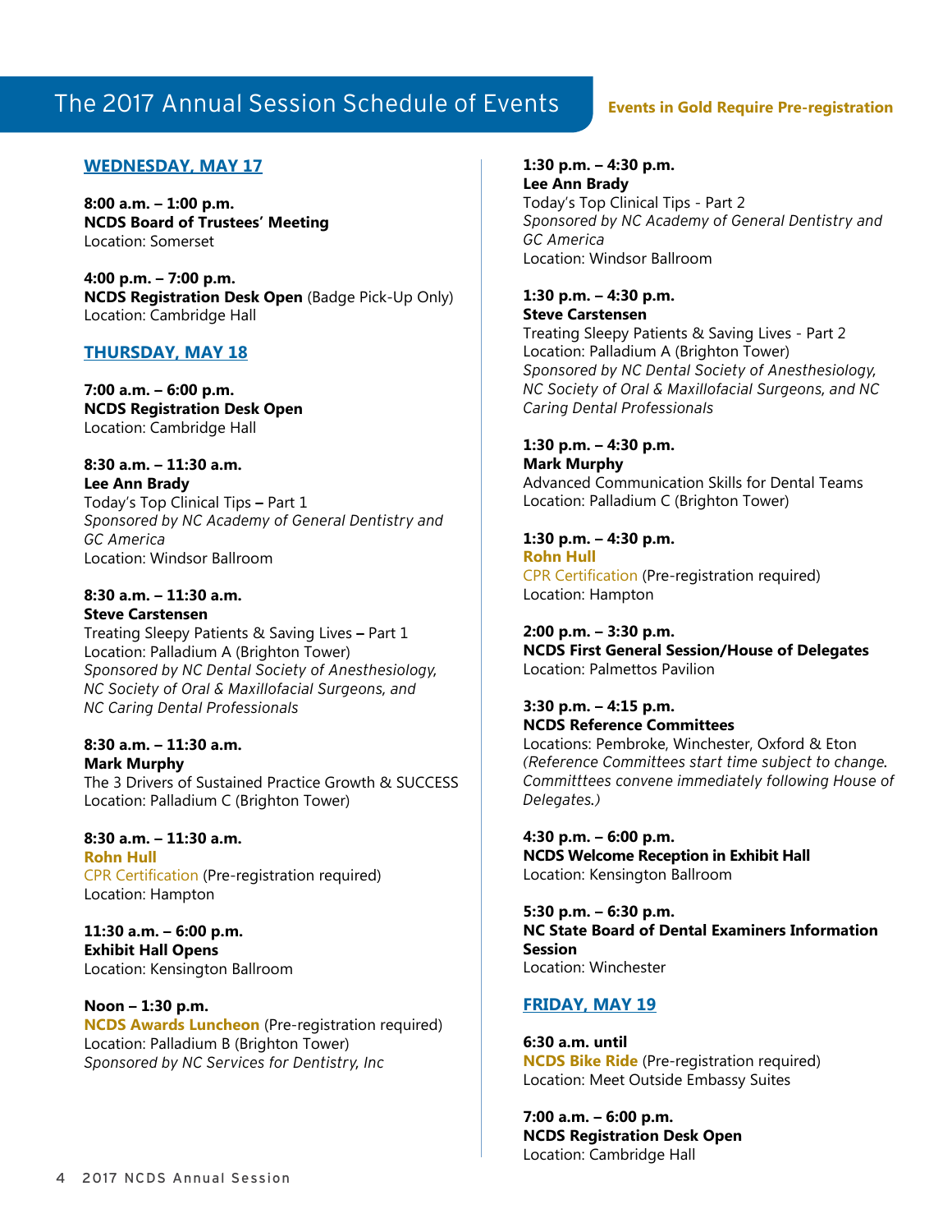# The 2017 Annual Session Schedule of Events

**Events in Gold Require Pre-registration**

## WEDNESDAY, MAY 17

**8:00 a.m. – 1:00 p.m.**
**NCDS Board of Trustees' Meeting**
Location: Somerset

**4:00 p.m. – 7:00 p.m.**
**NCDS Registration Desk Open** (Badge Pick-Up Only)
Location: Cambridge Hall

## THURSDAY, MAY 18

**7:00 a.m. – 6:00 p.m.**
**NCDS Registration Desk Open**
Location: Cambridge Hall

**8:30 a.m. – 11:30 a.m.**
**Lee Ann Brady**
Today's Top Clinical Tips **–** Part 1
*Sponsored by NC Academy of General Dentistry and GC America*
Location: Windsor Ballroom

**8:30 a.m. – 11:30 a.m.**
**Steve Carstensen**
Treating Sleepy Patients & Saving Lives **–** Part 1
Location: Palladium A (Brighton Tower)
*Sponsored by NC Dental Society of Anesthesiology, NC Society of Oral & Maxillofacial Surgeons, and NC Caring Dental Professionals*

**8:30 a.m. – 11:30 a.m.**
**Mark Murphy**
The 3 Drivers of Sustained Practice Growth & SUCCESS
Location: Palladium C (Brighton Tower)

**8:30 a.m. – 11:30 a.m.**
**Rohn Hull**
CPR Certification (Pre-registration required)
Location: Hampton

**11:30 a.m. – 6:00 p.m.**
**Exhibit Hall Opens**
Location: Kensington Ballroom

**Noon – 1:30 p.m.**
**NCDS Awards Luncheon** (Pre-registration required)
Location: Palladium B (Brighton Tower)
*Sponsored by NC Services for Dentistry, Inc*

**1:30 p.m. – 4:30 p.m.**
**Lee Ann Brady**
Today's Top Clinical Tips - Part 2
*Sponsored by NC Academy of General Dentistry and GC America*
Location: Windsor Ballroom

**1:30 p.m. – 4:30 p.m.**
**Steve Carstensen**
Treating Sleepy Patients & Saving Lives - Part 2
Location: Palladium A (Brighton Tower)
*Sponsored by NC Dental Society of Anesthesiology, NC Society of Oral & Maxillofacial Surgeons, and NC Caring Dental Professionals*

**1:30 p.m. – 4:30 p.m.**
**Mark Murphy**
Advanced Communication Skills for Dental Teams
Location: Palladium C (Brighton Tower)

**1:30 p.m. – 4:30 p.m.**
**Rohn Hull**
CPR Certification (Pre-registration required)
Location: Hampton

**2:00 p.m. – 3:30 p.m.**
**NCDS First General Session/House of Delegates**
Location: Palmettos Pavilion

**3:30 p.m. – 4:15 p.m.**
**NCDS Reference Committees**
Locations: Pembroke, Winchester, Oxford & Eton
*(Reference Committees start time subject to change. Committtees convene immediately following House of Delegates.)*

**4:30 p.m. – 6:00 p.m.**
**NCDS Welcome Reception in Exhibit Hall**
Location: Kensington Ballroom

**5:30 p.m. – 6:30 p.m.**
**NC State Board of Dental Examiners Information Session**
Location: Winchester

## FRIDAY, MAY 19

**6:30 a.m. until**
**NCDS Bike Ride** (Pre-registration required)
Location: Meet Outside Embassy Suites

**7:00 a.m. – 6:00 p.m.**
**NCDS Registration Desk Open**
Location: Cambridge Hall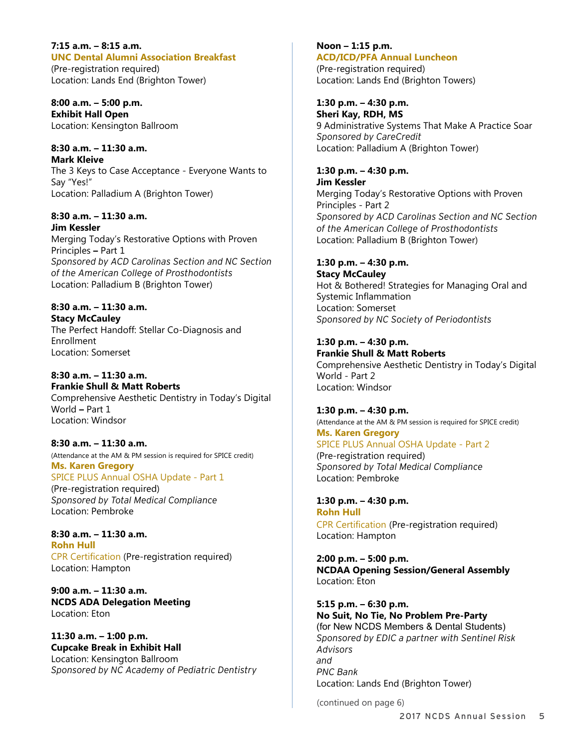**7:15 a.m. – 8:15 a.m.**
**UNC Dental Alumni Association Breakfast**
(Pre-registration required)
Location: Lands End (Brighton Tower)

**8:00 a.m. – 5:00 p.m.**
**Exhibit Hall Open**
Location: Kensington Ballroom

**8:30 a.m. – 11:30 a.m.**
**Mark Kleive**
The 3 Keys to Case Acceptance - Everyone Wants to Say "Yes!"
Location: Palladium A (Brighton Tower)

**8:30 a.m. – 11:30 a.m.**
**Jim Kessler**
Merging Today's Restorative Options with Proven Principles – Part 1
*Sponsored by ACD Carolinas Section and NC Section of the American College of Prosthodontists*
Location: Palladium B (Brighton Tower)

**8:30 a.m. – 11:30 a.m.**
**Stacy McCauley**
The Perfect Handoff: Stellar Co-Diagnosis and Enrollment
Location: Somerset

**8:30 a.m. – 11:30 a.m.**
**Frankie Shull & Matt Roberts**
Comprehensive Aesthetic Dentistry in Today's Digital World – Part 1
Location: Windsor

**8:30 a.m. – 11:30 a.m.**
(Attendance at the AM & PM session is required for SPICE credit)
**Ms. Karen Gregory**
SPICE PLUS Annual OSHA Update - Part 1
(Pre-registration required)
*Sponsored by Total Medical Compliance*
Location: Pembroke

**8:30 a.m. – 11:30 a.m.**
**Rohn Hull**
CPR Certification (Pre-registration required)
Location: Hampton

**9:00 a.m. – 11:30 a.m.**
**NCDS ADA Delegation Meeting**
Location: Eton

**11:30 a.m. – 1:00 p.m.**
**Cupcake Break in Exhibit Hall**
Location: Kensington Ballroom
*Sponsored by NC Academy of Pediatric Dentistry*

**Noon – 1:15 p.m.**
**ACD/ICD/PFA Annual Luncheon**
(Pre-registration required)
Location: Lands End (Brighton Towers)

**1:30 p.m. – 4:30 p.m.**
**Sheri Kay, RDH, MS**
9 Administrative Systems That Make A Practice Soar
*Sponsored by CareCredit*
Location: Palladium A (Brighton Tower)

**1:30 p.m. – 4:30 p.m.**
**Jim Kessler**
Merging Today's Restorative Options with Proven Principles - Part 2
*Sponsored by ACD Carolinas Section and NC Section of the American College of Prosthodontists*
Location: Palladium B (Brighton Tower)

**1:30 p.m. – 4:30 p.m.**
**Stacy McCauley**
Hot & Bothered! Strategies for Managing Oral and Systemic Inflammation
Location: Somerset
*Sponsored by NC Society of Periodontists*

**1:30 p.m. – 4:30 p.m.**
**Frankie Shull & Matt Roberts**
Comprehensive Aesthetic Dentistry in Today's Digital World - Part 2
Location: Windsor

**1:30 p.m. – 4:30 p.m.**
(Attendance at the AM & PM session is required for SPICE credit)
**Ms. Karen Gregory**
SPICE PLUS Annual OSHA Update - Part 2
(Pre-registration required)
*Sponsored by Total Medical Compliance*
Location: Pembroke

**1:30 p.m. – 4:30 p.m.**
**Rohn Hull**
CPR Certification (Pre-registration required)
Location: Hampton

**2:00 p.m. – 5:00 p.m.**
**NCDAA Opening Session/General Assembly**
Location: Eton

**5:15 p.m. – 6:30 p.m.**
**No Suit, No Tie, No Problem Pre-Party**
(for New NCDS Members & Dental Students)
*Sponsored by EDIC a partner with Sentinel Risk Advisors*
*and*
*PNC Bank*
Location: Lands End (Brighton Tower)

(continued on page 6)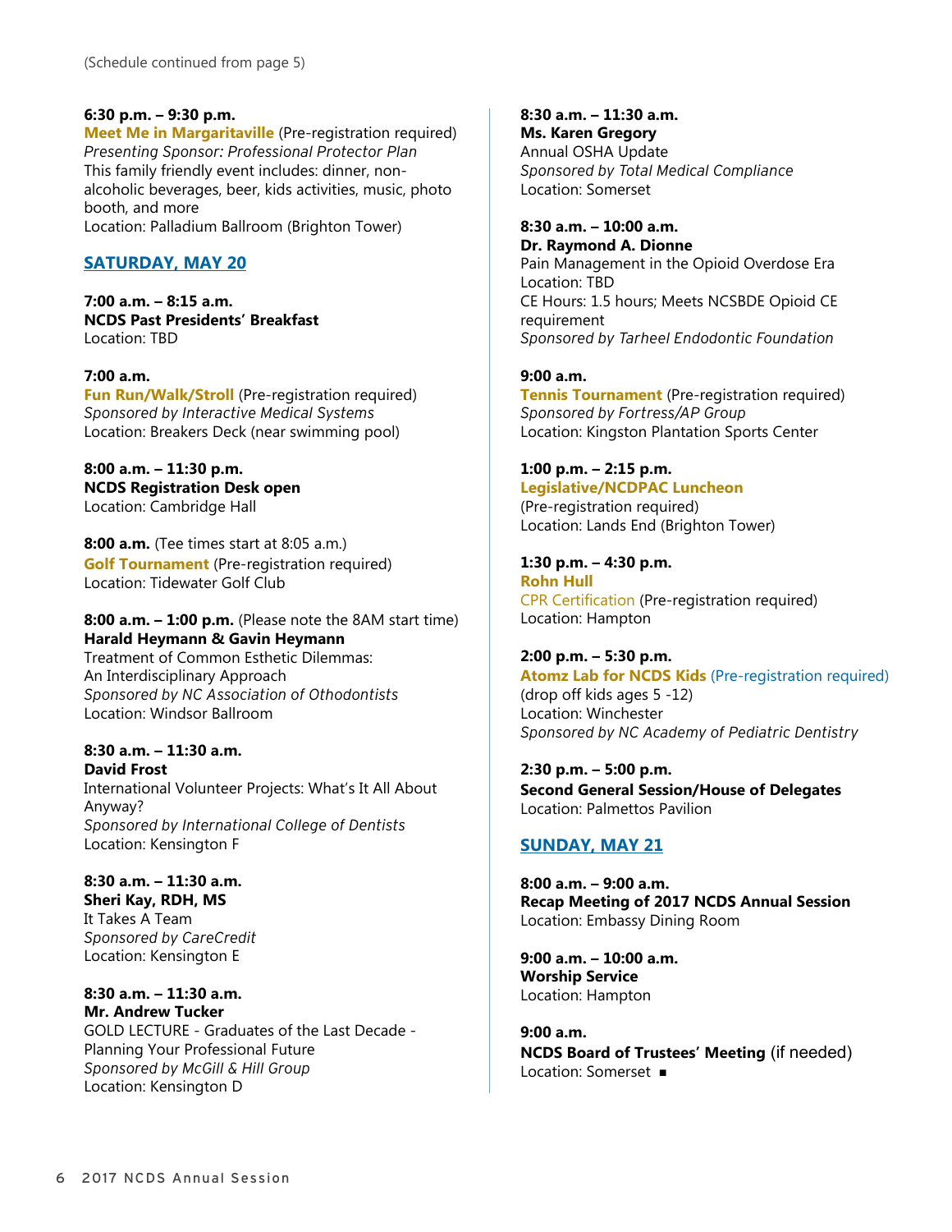(Schedule continued from page 5)

**6:30 p.m. – 9:30 p.m.**
**Meet Me in Margaritaville** (Pre-registration required)
*Presenting Sponsor: Professional Protector Plan*
This family friendly event includes: dinner, non-alcoholic beverages, beer, kids activities, music, photo booth, and more
Location: Palladium Ballroom (Brighton Tower)

## SATURDAY, MAY 20

**7:00 a.m. – 8:15 a.m.**
**NCDS Past Presidents' Breakfast**
Location: TBD

**7:00 a.m.**
**Fun Run/Walk/Stroll** (Pre-registration required)
*Sponsored by Interactive Medical Systems*
Location: Breakers Deck (near swimming pool)

**8:00 a.m. – 11:30 p.m.**
**NCDS Registration Desk open**
Location: Cambridge Hall

**8:00 a.m.** (Tee times start at 8:05 a.m.)
**Golf Tournament** (Pre-registration required)
Location: Tidewater Golf Club

**8:00 a.m. – 1:00 p.m.** (Please note the 8AM start time)
**Harald Heymann & Gavin Heymann**
Treatment of Common Esthetic Dilemmas: An Interdisciplinary Approach
*Sponsored by NC Association of Othodontists*
Location: Windsor Ballroom

**8:30 a.m. – 11:30 a.m.**
**David Frost**
International Volunteer Projects: What's It All About Anyway?
*Sponsored by International College of Dentists*
Location: Kensington F

**8:30 a.m. – 11:30 a.m.**
**Sheri Kay, RDH, MS**
It Takes A Team
*Sponsored by CareCredit*
Location: Kensington E

**8:30 a.m. – 11:30 a.m.**
**Mr. Andrew Tucker**
GOLD LECTURE - Graduates of the Last Decade - Planning Your Professional Future
*Sponsored by McGill & Hill Group*
Location: Kensington D

**8:30 a.m. – 11:30 a.m.**
**Ms. Karen Gregory**
Annual OSHA Update
*Sponsored by Total Medical Compliance*
Location: Somerset

**8:30 a.m. – 10:00 a.m.**
**Dr. Raymond A. Dionne**
Pain Management in the Opioid Overdose Era
Location: TBD
CE Hours: 1.5 hours; Meets NCSBDE Opioid CE requirement
*Sponsored by Tarheel Endodontic Foundation*

**9:00 a.m.**
**Tennis Tournament** (Pre-registration required)
*Sponsored by Fortress/AP Group*
Location: Kingston Plantation Sports Center

**1:00 p.m. – 2:15 p.m.**
**Legislative/NCDPAC Luncheon**
(Pre-registration required)
Location: Lands End (Brighton Tower)

**1:30 p.m. – 4:30 p.m.**
**Rohn Hull**
CPR Certification (Pre-registration required)
Location: Hampton

**2:00 p.m. – 5:30 p.m.**
**Atomz Lab for NCDS Kids** (Pre-registration required)
(drop off kids ages 5 -12)
Location: Winchester
*Sponsored by NC Academy of Pediatric Dentistry*

**2:30 p.m. – 5:00 p.m.**
**Second General Session/House of Delegates**
Location: Palmettos Pavilion

## SUNDAY, MAY 21

**8:00 a.m. – 9:00 a.m.**
**Recap Meeting of 2017 NCDS Annual Session**
Location: Embassy Dining Room

**9:00 a.m. – 10:00 a.m.**
**Worship Service**
Location: Hampton

**9:00 a.m.**
**NCDS Board of Trustees' Meeting** (if needed)
Location: Somerset ■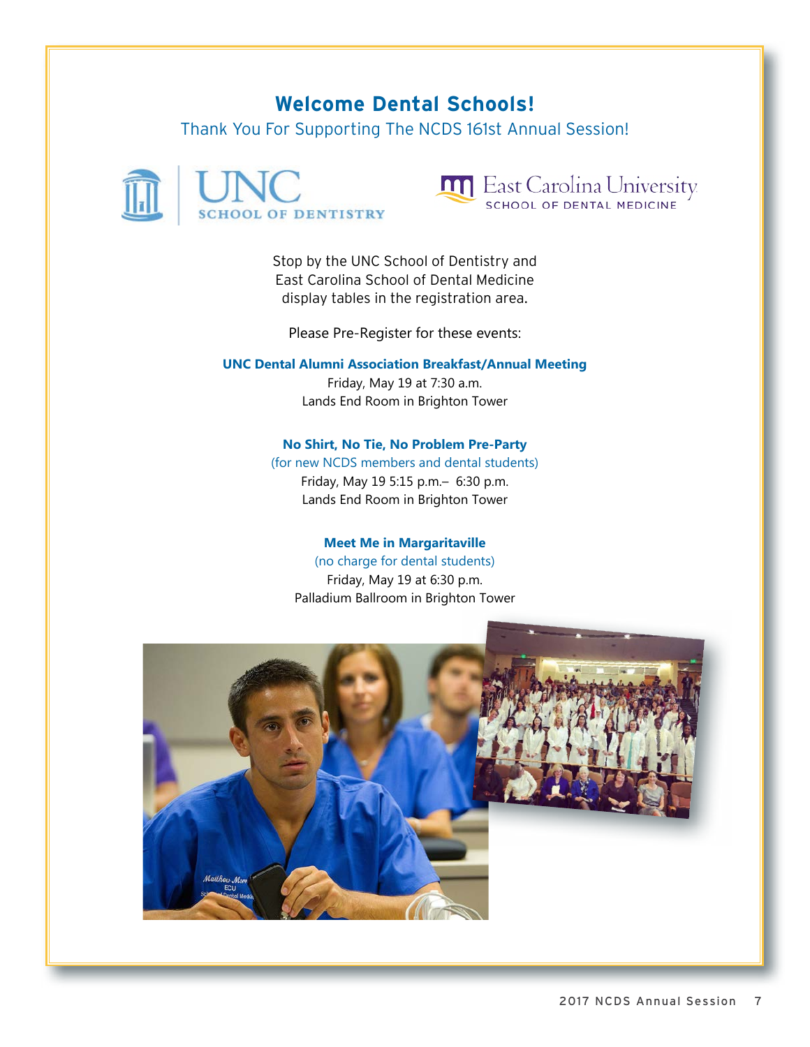# Welcome Dental Schools!

Thank You For Supporting The NCDS 161st Annual Session!

UNC SCHOOL OF DENTISTRY

East Carolina University SCHOOL OF DENTAL MEDICINE

Stop by the UNC School of Dentistry and East Carolina School of Dental Medicine display tables in the registration area.

Please Pre-Register for these events:

**UNC Dental Alumni Association Breakfast/Annual Meeting**
Friday, May 19 at 7:30 a.m.
Lands End Room in Brighton Tower

**No Shirt, No Tie, No Problem Pre-Party**
(for new NCDS members and dental students)
Friday, May 19 5:15 p.m.– 6:30 p.m.
Lands End Room in Brighton Tower

**Meet Me in Margaritaville**
(no charge for dental students)
Friday, May 19 at 6:30 p.m.
Palladium Ballroom in Brighton Tower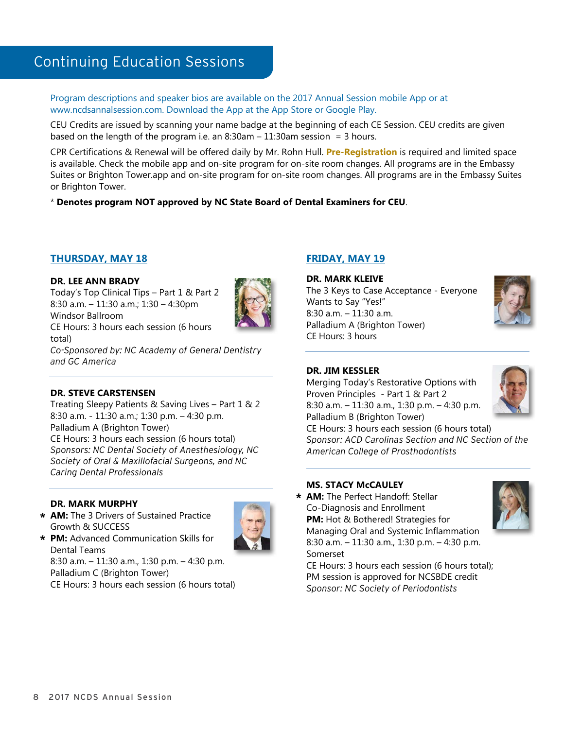# Continuing Education Sessions

Program descriptions and speaker bios are available on the 2017 Annual Session mobile App or at www.ncdsannalsession.com. Download the App at the App Store or Google Play.

CEU Credits are issued by scanning your name badge at the beginning of each CE Session. CEU credits are given based on the length of the program i.e. an 8:30am – 11:30am session = 3 hours.

CPR Certifications & Renewal will be offered daily by Mr. Rohn Hull. **Pre-Registration** is required and limited space is available. Check the mobile app and on-site program for on-site room changes. All programs are in the Embassy Suites or Brighton Tower.app and on-site program for on-site room changes. All programs are in the Embassy Suites or Brighton Tower.

\* **Denotes program NOT approved by NC State Board of Dental Examiners for CEU**.

## THURSDAY, MAY 18

**DR. LEE ANN BRADY**
Today's Top Clinical Tips – Part 1 & Part 2
8:30 a.m. – 11:30 a.m.; 1:30 – 4:30pm
Windsor Ballroom
CE Hours: 3 hours each session (6 hours total)
*Co-Sponsored by: NC Academy of General Dentistry and GC America*

---

**DR. STEVE CARSTENSEN**
Treating Sleepy Patients & Saving Lives – Part 1 & 2
8:30 a.m. - 11:30 a.m.; 1:30 p.m. – 4:30 p.m.
Palladium A (Brighton Tower)
CE Hours: 3 hours each session (6 hours total)
*Sponsors: NC Dental Society of Anesthesiology, NC Society of Oral & Maxillofacial Surgeons, and NC Caring Dental Professionals*

---

**DR. MARK MURPHY**
\* **AM:** The 3 Drivers of Sustained Practice Growth & SUCCESS
\* **PM:** Advanced Communication Skills for Dental Teams
8:30 a.m. – 11:30 a.m., 1:30 p.m. – 4:30 p.m.
Palladium C (Brighton Tower)
CE Hours: 3 hours each session (6 hours total)

## FRIDAY, MAY 19

**DR. MARK KLEIVE**
The 3 Keys to Case Acceptance - Everyone Wants to Say "Yes!"
8:30 a.m. – 11:30 a.m.
Palladium A (Brighton Tower)
CE Hours: 3 hours

---

**DR. JIM KESSLER**
Merging Today's Restorative Options with Proven Principles - Part 1 & Part 2
8:30 a.m. – 11:30 a.m., 1:30 p.m. – 4:30 p.m.
Palladium B (Brighton Tower)
CE Hours: 3 hours each session (6 hours total)
*Sponsor: ACD Carolinas Section and NC Section of the American College of Prosthodontists*

---

**MS. STACY McCAULEY**
\* **AM:** The Perfect Handoff: Stellar Co-Diagnosis and Enrollment
**PM:** Hot & Bothered! Strategies for Managing Oral and Systemic Inflammation
8:30 a.m. – 11:30 a.m., 1:30 p.m. – 4:30 p.m.
Somerset
CE Hours: 3 hours each session (6 hours total); PM session is approved for NCSBDE credit
*Sponsor: NC Society of Periodontists*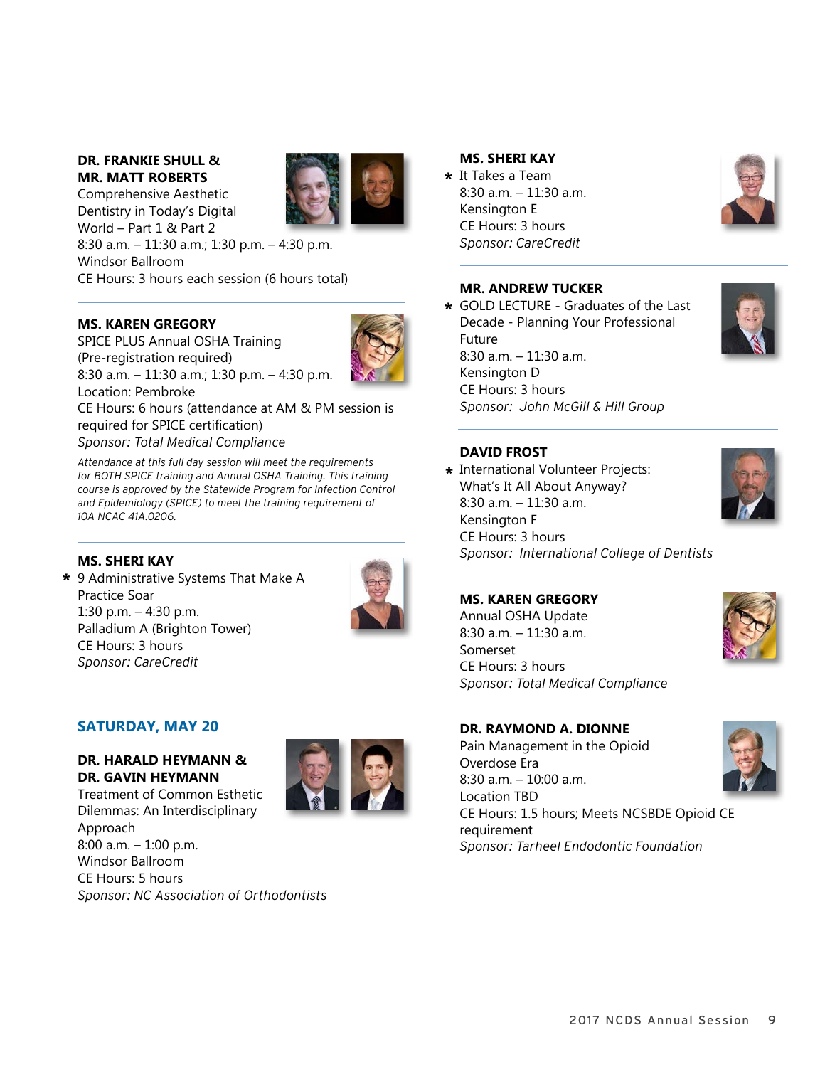**DR. FRANKIE SHULL & MR. MATT ROBERTS**
Comprehensive Aesthetic Dentistry in Today's Digital World – Part 1 & Part 2
8:30 a.m. – 11:30 a.m.; 1:30 p.m. – 4:30 p.m.
Windsor Ballroom
CE Hours: 3 hours each session (6 hours total)

---

**MS. KAREN GREGORY**
SPICE PLUS Annual OSHA Training
(Pre-registration required)
8:30 a.m. – 11:30 a.m.; 1:30 p.m. – 4:30 p.m.
Location: Pembroke
CE Hours: 6 hours (attendance at AM & PM session is required for SPICE certification)
*Sponsor: Total Medical Compliance*

*Attendance at this full day session will meet the requirements for BOTH SPICE training and Annual OSHA Training. This training course is approved by the Statewide Program for Infection Control and Epidemiology (SPICE) to meet the training requirement of 10A NCAC 41A.0206.*

---

**MS. SHERI KAY**
* 9 Administrative Systems That Make A Practice Soar
1:30 p.m. – 4:30 p.m.
Palladium A (Brighton Tower)
CE Hours: 3 hours
*Sponsor: CareCredit*

## SATURDAY, MAY 20

**DR. HARALD HEYMANN & DR. GAVIN HEYMANN**
Treatment of Common Esthetic Dilemmas: An Interdisciplinary Approach
8:00 a.m. – 1:00 p.m.
Windsor Ballroom
CE Hours: 5 hours
*Sponsor: NC Association of Orthodontists*

**MS. SHERI KAY**
* It Takes a Team
8:30 a.m. – 11:30 a.m.
Kensington E
CE Hours: 3 hours
*Sponsor: CareCredit*

---

**MR. ANDREW TUCKER**
* GOLD LECTURE - Graduates of the Last Decade - Planning Your Professional Future
8:30 a.m. – 11:30 a.m.
Kensington D
CE Hours: 3 hours
*Sponsor: John McGill & Hill Group*

---

**DAVID FROST**
* International Volunteer Projects: What's It All About Anyway?
8:30 a.m. – 11:30 a.m.
Kensington F
CE Hours: 3 hours
*Sponsor: International College of Dentists*

---

**MS. KAREN GREGORY**
Annual OSHA Update
8:30 a.m. – 11:30 a.m.
Somerset
CE Hours: 3 hours
*Sponsor: Total Medical Compliance*

---

**DR. RAYMOND A. DIONNE**
Pain Management in the Opioid Overdose Era
8:30 a.m. – 10:00 a.m.
Location TBD
CE Hours: 1.5 hours; Meets NCSBDE Opioid CE requirement
*Sponsor: Tarheel Endodontic Foundation*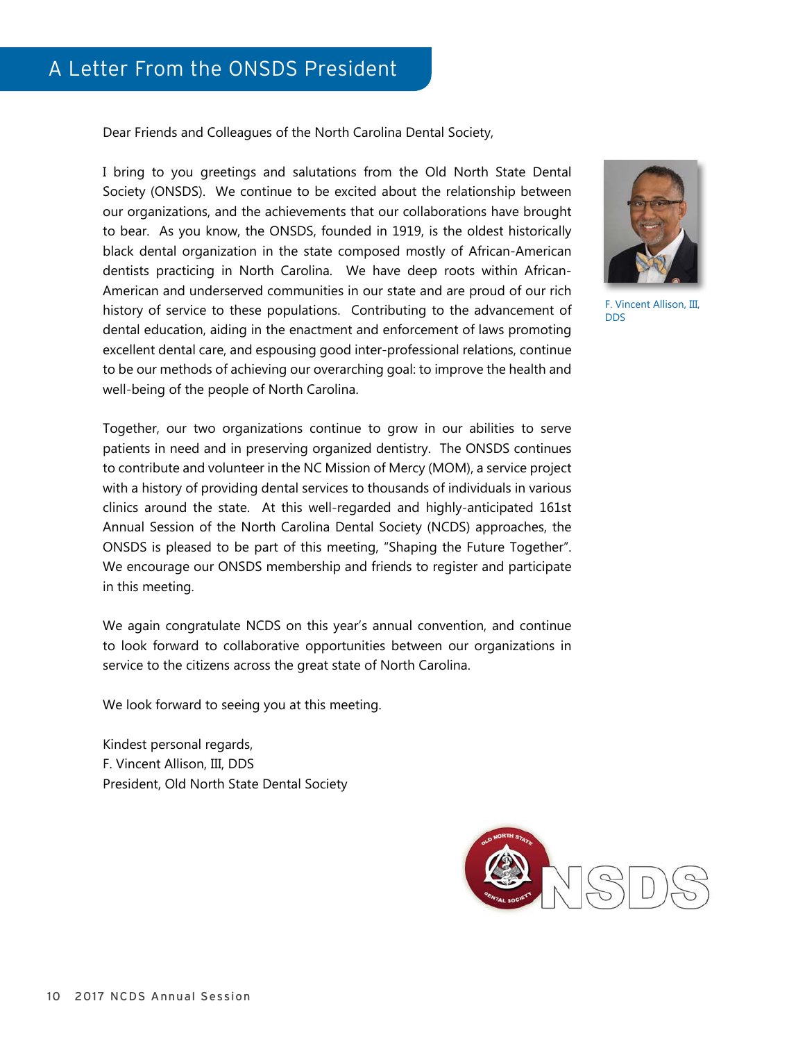# A Letter From the ONSDS President

Dear Friends and Colleagues of the North Carolina Dental Society,

I bring to you greetings and salutations from the Old North State Dental Society (ONSDS). We continue to be excited about the relationship between our organizations, and the achievements that our collaborations have brought to bear. As you know, the ONSDS, founded in 1919, is the oldest historically black dental organization in the state composed mostly of African-American dentists practicing in North Carolina. We have deep roots within African-American and underserved communities in our state and are proud of our rich history of service to these populations. Contributing to the advancement of dental education, aiding in the enactment and enforcement of laws promoting excellent dental care, and espousing good inter-professional relations, continue to be our methods of achieving our overarching goal: to improve the health and well-being of the people of North Carolina.

F. Vincent Allison, III, DDS

Together, our two organizations continue to grow in our abilities to serve patients in need and in preserving organized dentistry. The ONSDS continues to contribute and volunteer in the NC Mission of Mercy (MOM), a service project with a history of providing dental services to thousands of individuals in various clinics around the state. At this well-regarded and highly-anticipated 161st Annual Session of the North Carolina Dental Society (NCDS) approaches, the ONSDS is pleased to be part of this meeting, "Shaping the Future Together". We encourage our ONSDS membership and friends to register and participate in this meeting.

We again congratulate NCDS on this year's annual convention, and continue to look forward to collaborative opportunities between our organizations in service to the citizens across the great state of North Carolina.

We look forward to seeing you at this meeting.

Kindest personal regards,
F. Vincent Allison, III, DDS
President, Old North State Dental Society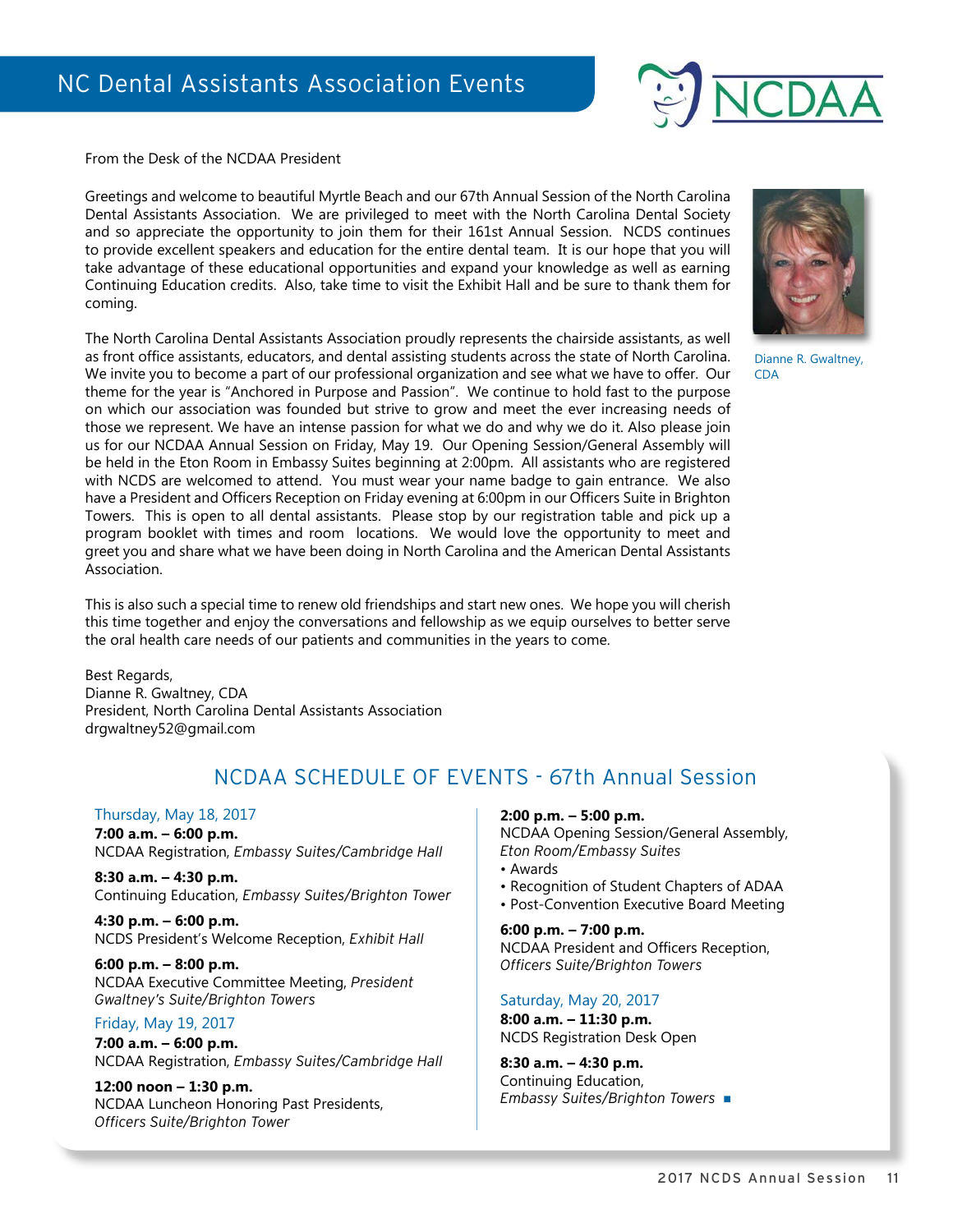# NC Dental Assistants Association Events

From the Desk of the NCDAA President

Greetings and welcome to beautiful Myrtle Beach and our 67th Annual Session of the North Carolina Dental Assistants Association. We are privileged to meet with the North Carolina Dental Society and so appreciate the opportunity to join them for their 161st Annual Session. NCDS continues to provide excellent speakers and education for the entire dental team. It is our hope that you will take advantage of these educational opportunities and expand your knowledge as well as earning Continuing Education credits. Also, take time to visit the Exhibit Hall and be sure to thank them for coming.

Dianne R. Gwaltney, CDA

The North Carolina Dental Assistants Association proudly represents the chairside assistants, as well as front office assistants, educators, and dental assisting students across the state of North Carolina. We invite you to become a part of our professional organization and see what we have to offer. Our theme for the year is "Anchored in Purpose and Passion". We continue to hold fast to the purpose on which our association was founded but strive to grow and meet the ever increasing needs of those we represent. We have an intense passion for what we do and why we do it. Also please join us for our NCDAA Annual Session on Friday, May 19. Our Opening Session/General Assembly will be held in the Eton Room in Embassy Suites beginning at 2:00pm. All assistants who are registered with NCDS are welcomed to attend. You must wear your name badge to gain entrance. We also have a President and Officers Reception on Friday evening at 6:00pm in our Officers Suite in Brighton Towers. This is open to all dental assistants. Please stop by our registration table and pick up a program booklet with times and room locations. We would love the opportunity to meet and greet you and share what we have been doing in North Carolina and the American Dental Assistants Association.

This is also such a special time to renew old friendships and start new ones. We hope you will cherish this time together and enjoy the conversations and fellowship as we equip ourselves to better serve the oral health care needs of our patients and communities in the years to come.

Best Regards,
Dianne R. Gwaltney, CDA
President, North Carolina Dental Assistants Association
drgwaltney52@gmail.com

## NCDAA SCHEDULE OF EVENTS - 67th Annual Session

### Thursday, May 18, 2017

**7:00 a.m. – 6:00 p.m.**
NCDAA Registration, *Embassy Suites/Cambridge Hall*

**8:30 a.m. – 4:30 p.m.**
Continuing Education, *Embassy Suites/Brighton Tower*

**4:30 p.m. – 6:00 p.m.**
NCDS President's Welcome Reception, *Exhibit Hall*

**6:00 p.m. – 8:00 p.m.**
NCDAA Executive Committee Meeting, *President Gwaltney's Suite/Brighton Towers*

### Friday, May 19, 2017

**7:00 a.m. – 6:00 p.m.**
NCDAA Registration, *Embassy Suites/Cambridge Hall*

**12:00 noon – 1:30 p.m.**
NCDAA Luncheon Honoring Past Presidents, *Officers Suite/Brighton Tower*

**2:00 p.m. – 5:00 p.m.**
NCDAA Opening Session/General Assembly, *Eton Room/Embassy Suites*

- Awards
- Recognition of Student Chapters of ADAA
- Post-Convention Executive Board Meeting

**6:00 p.m. – 7:00 p.m.**
NCDAA President and Officers Reception, *Officers Suite/Brighton Towers*

### Saturday, May 20, 2017

**8:00 a.m. – 11:30 p.m.**
NCDS Registration Desk Open

**8:30 a.m. – 4:30 p.m.**
Continuing Education, *Embassy Suites/Brighton Towers*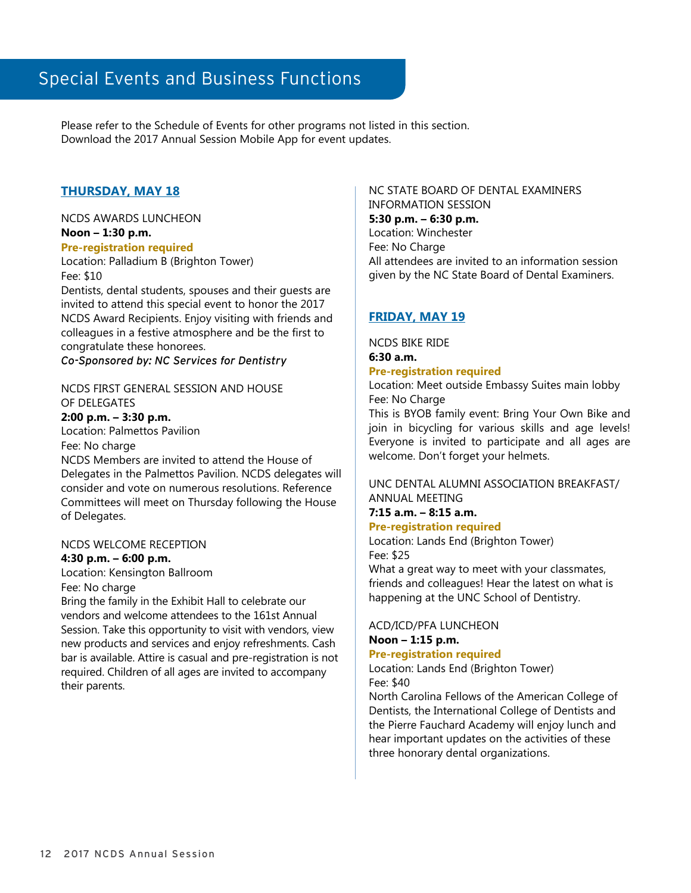# Special Events and Business Functions

Please refer to the Schedule of Events for other programs not listed in this section.
Download the 2017 Annual Session Mobile App for event updates.

## THURSDAY, MAY 18

NCDS AWARDS LUNCHEON
**Noon – 1:30 p.m.**
**Pre-registration required**
Location: Palladium B (Brighton Tower)
Fee: $10
Dentists, dental students, spouses and their guests are invited to attend this special event to honor the 2017 NCDS Award Recipients. Enjoy visiting with friends and colleagues in a festive atmosphere and be the first to congratulate these honorees.
*Co-Sponsored by: NC Services for Dentistry*

NCDS FIRST GENERAL SESSION AND HOUSE OF DELEGATES
**2:00 p.m. – 3:30 p.m.**
Location: Palmettos Pavilion
Fee: No charge
NCDS Members are invited to attend the House of Delegates in the Palmettos Pavilion. NCDS delegates will consider and vote on numerous resolutions. Reference Committees will meet on Thursday following the House of Delegates.

NCDS WELCOME RECEPTION
**4:30 p.m. – 6:00 p.m.**
Location: Kensington Ballroom
Fee: No charge
Bring the family in the Exhibit Hall to celebrate our vendors and welcome attendees to the 161st Annual Session. Take this opportunity to visit with vendors, view new products and services and enjoy refreshments. Cash bar is available. Attire is casual and pre-registration is not required. Children of all ages are invited to accompany their parents.

NC STATE BOARD OF DENTAL EXAMINERS INFORMATION SESSION
**5:30 p.m. – 6:30 p.m.**
Location: Winchester
Fee: No Charge
All attendees are invited to an information session given by the NC State Board of Dental Examiners.

## FRIDAY, MAY 19

NCDS BIKE RIDE
**6:30 a.m.**
**Pre-registration required**
Location: Meet outside Embassy Suites main lobby
Fee: No Charge
This is BYOB family event: Bring Your Own Bike and join in bicycling for various skills and age levels! Everyone is invited to participate and all ages are welcome. Don't forget your helmets.

UNC DENTAL ALUMNI ASSOCIATION BREAKFAST/ ANNUAL MEETING
**7:15 a.m. – 8:15 a.m.**
**Pre-registration required**
Location: Lands End (Brighton Tower)
Fee: $25
What a great way to meet with your classmates, friends and colleagues! Hear the latest on what is happening at the UNC School of Dentistry.

ACD/ICD/PFA LUNCHEON
**Noon – 1:15 p.m.**
**Pre-registration required**
Location: Lands End (Brighton Tower)
Fee: $40
North Carolina Fellows of the American College of Dentists, the International College of Dentists and the Pierre Fauchard Academy will enjoy lunch and hear important updates on the activities of these three honorary dental organizations.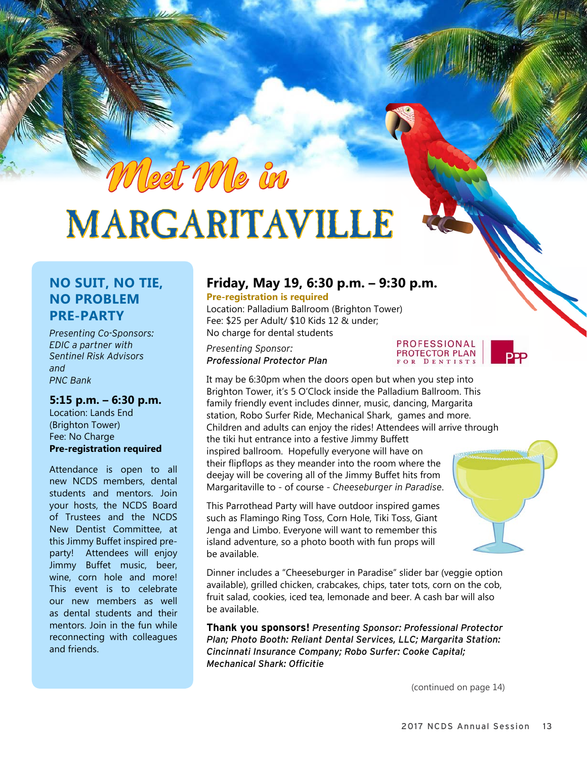# Meet Me in MARGARITAVILLE

## NO SUIT, NO TIE, NO PROBLEM PRE-PARTY

*Presenting Co-Sponsors: EDIC a partner with Sentinel Risk Advisors and PNC Bank*

### 5:15 p.m. – 6:30 p.m.

Location: Lands End (Brighton Tower)
Fee: No Charge
**Pre-registration required**

Attendance is open to all new NCDS members, dental students and mentors. Join your hosts, the NCDS Board of Trustees and the NCDS New Dentist Committee, at this Jimmy Buffet inspired pre-party! Attendees will enjoy Jimmy Buffet music, beer, wine, corn hole and more! This event is to celebrate our new members as well as dental students and their mentors. Join in the fun while reconnecting with colleagues and friends.

## Friday, May 19, 6:30 p.m. – 9:30 p.m.

**Pre-registration is required**
Location: Palladium Ballroom (Brighton Tower)
Fee: $25 per Adult/ $10 Kids 12 & under;
No charge for dental students

*Presenting Sponsor:*
***Professional Protector Plan***

PROFESSIONAL PROTECTOR PLAN FOR DENTISTS

It may be 6:30pm when the doors open but when you step into Brighton Tower, it's 5 O'Clock inside the Palladium Ballroom. This family friendly event includes dinner, music, dancing, Margarita station, Robo Surfer Ride, Mechanical Shark, games and more. Children and adults can enjoy the rides! Attendees will arrive through the tiki hut entrance into a festive Jimmy Buffett inspired ballroom. Hopefully everyone will have on their flipflops as they meander into the room where the deejay will be covering all of the Jimmy Buffet hits from Margaritaville to - of course - *Cheeseburger in Paradise*.

This Parrothead Party will have outdoor inspired games such as Flamingo Ring Toss, Corn Hole, Tiki Toss, Giant Jenga and Limbo. Everyone will want to remember this island adventure, so a photo booth with fun props will be available.

Dinner includes a "Cheeseburger in Paradise" slider bar (veggie option available), grilled chicken, crabcakes, chips, tater tots, corn on the cob, fruit salad, cookies, iced tea, lemonade and beer. A cash bar will also be available.

**Thank you sponsors!** *Presenting Sponsor: Professional Protector Plan; Photo Booth: Reliant Dental Services, LLC; Margarita Station: Cincinnati Insurance Company; Robo Surfer: Cooke Capital; Mechanical Shark: Officitie*

(continued on page 14)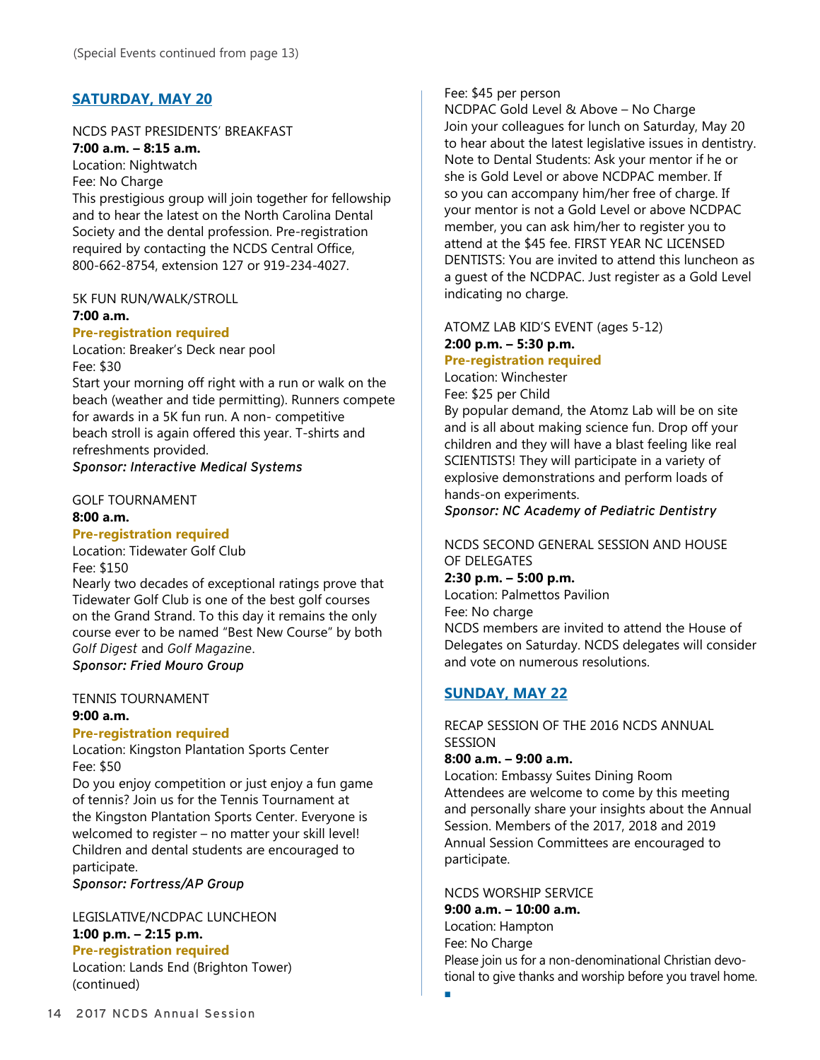(Special Events continued from page 13)

## SATURDAY, MAY 20

NCDS PAST PRESIDENTS' BREAKFAST
**7:00 a.m. – 8:15 a.m.**
Location: Nightwatch
Fee: No Charge
This prestigious group will join together for fellowship and to hear the latest on the North Carolina Dental Society and the dental profession. Pre-registration required by contacting the NCDS Central Office, 800-662-8754, extension 127 or 919-234-4027.

5K FUN RUN/WALK/STROLL
**7:00 a.m.**
**Pre-registration required**
Location: Breaker's Deck near pool
Fee: $30
Start your morning off right with a run or walk on the beach (weather and tide permitting). Runners compete for awards in a 5K fun run. A non- competitive beach stroll is again offered this year. T-shirts and refreshments provided.
*Sponsor: Interactive Medical Systems*

GOLF TOURNAMENT
**8:00 a.m.**
**Pre-registration required**
Location: Tidewater Golf Club
Fee: $150
Nearly two decades of exceptional ratings prove that Tidewater Golf Club is one of the best golf courses on the Grand Strand. To this day it remains the only course ever to be named "Best New Course" by both *Golf Digest* and *Golf Magazine*.
*Sponsor: Fried Mouro Group*

TENNIS TOURNAMENT
**9:00 a.m.**
**Pre-registration required**
Location: Kingston Plantation Sports Center
Fee: $50
Do you enjoy competition or just enjoy a fun game of tennis? Join us for the Tennis Tournament at the Kingston Plantation Sports Center. Everyone is welcomed to register – no matter your skill level! Children and dental students are encouraged to participate.
*Sponsor: Fortress/AP Group*

LEGISLATIVE/NCDPAC LUNCHEON
**1:00 p.m. – 2:15 p.m.**
**Pre-registration required**
Location: Lands End (Brighton Tower)
Fee: $45 per person
NCDPAC Gold Level & Above – No Charge
Join your colleagues for lunch on Saturday, May 20 to hear about the latest legislative issues in dentistry. Note to Dental Students: Ask your mentor if he or she is Gold Level or above NCDPAC member. If so you can accompany him/her free of charge. If your mentor is not a Gold Level or above NCDPAC member, you can ask him/her to register you to attend at the $45 fee. FIRST YEAR NC LICENSED DENTISTS: You are invited to attend this luncheon as a guest of the NCDPAC. Just register as a Gold Level indicating no charge.

ATOMZ LAB KID'S EVENT (ages 5-12)
**2:00 p.m. – 5:30 p.m.**
**Pre-registration required**
Location: Winchester
Fee: $25 per Child
By popular demand, the Atomz Lab will be on site and is all about making science fun. Drop off your children and they will have a blast feeling like real SCIENTISTS! They will participate in a variety of explosive demonstrations and perform loads of hands-on experiments.
*Sponsor: NC Academy of Pediatric Dentistry*

NCDS SECOND GENERAL SESSION AND HOUSE OF DELEGATES
**2:30 p.m. – 5:00 p.m.**
Location: Palmettos Pavilion
Fee: No charge
NCDS members are invited to attend the House of Delegates on Saturday. NCDS delegates will consider and vote on numerous resolutions.

## SUNDAY, MAY 22

RECAP SESSION OF THE 2016 NCDS ANNUAL SESSION
**8:00 a.m. – 9:00 a.m.**
Location: Embassy Suites Dining Room
Attendees are welcome to come by this meeting and personally share your insights about the Annual Session. Members of the 2017, 2018 and 2019 Annual Session Committees are encouraged to participate.

NCDS WORSHIP SERVICE
**9:00 a.m. – 10:00 a.m.**
Location: Hampton
Fee: No Charge
Please join us for a non-denominational Christian devotional to give thanks and worship before you travel home.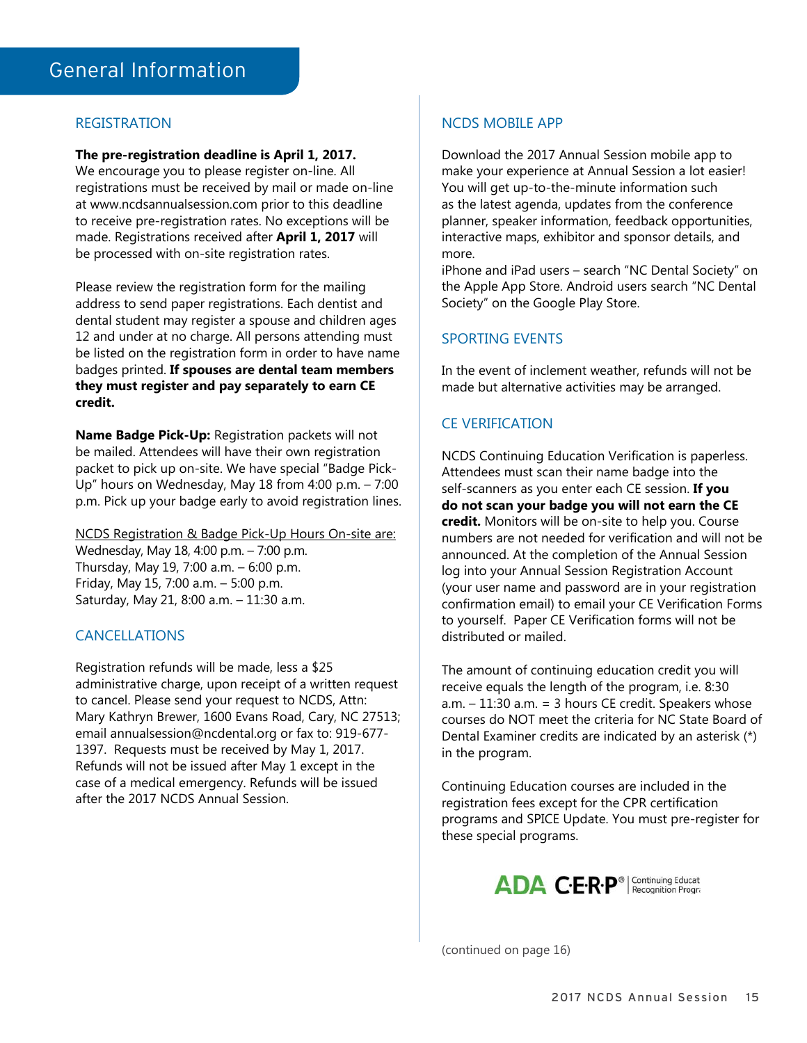# General Information

## REGISTRATION

**The pre-registration deadline is April 1, 2017.** We encourage you to please register on-line. All registrations must be received by mail or made on-line at www.ncdsannualsession.com prior to this deadline to receive pre-registration rates. No exceptions will be made. Registrations received after **April 1, 2017** will be processed with on-site registration rates.

Please review the registration form for the mailing address to send paper registrations. Each dentist and dental student may register a spouse and children ages 12 and under at no charge. All persons attending must be listed on the registration form in order to have name badges printed. **If spouses are dental team members they must register and pay separately to earn CE credit.**

**Name Badge Pick-Up:** Registration packets will not be mailed. Attendees will have their own registration packet to pick up on-site. We have special "Badge Pick-Up" hours on Wednesday, May 18 from 4:00 p.m. – 7:00 p.m. Pick up your badge early to avoid registration lines.

NCDS Registration & Badge Pick-Up Hours On-site are:
Wednesday, May 18, 4:00 p.m. – 7:00 p.m.
Thursday, May 19, 7:00 a.m. – 6:00 p.m.
Friday, May 15, 7:00 a.m. – 5:00 p.m.
Saturday, May 21, 8:00 a.m. – 11:30 a.m.

## CANCELLATIONS

Registration refunds will be made, less a $25 administrative charge, upon receipt of a written request to cancel. Please send your request to NCDS, Attn: Mary Kathryn Brewer, 1600 Evans Road, Cary, NC 27513; email annualsession@ncdental.org or fax to: 919-677-1397. Requests must be received by May 1, 2017. Refunds will not be issued after May 1 except in the case of a medical emergency. Refunds will be issued after the 2017 NCDS Annual Session.

## NCDS MOBILE APP

Download the 2017 Annual Session mobile app to make your experience at Annual Session a lot easier! You will get up-to-the-minute information such as the latest agenda, updates from the conference planner, speaker information, feedback opportunities, interactive maps, exhibitor and sponsor details, and more.
iPhone and iPad users – search "NC Dental Society" on the Apple App Store. Android users search "NC Dental Society" on the Google Play Store.

## SPORTING EVENTS

In the event of inclement weather, refunds will not be made but alternative activities may be arranged.

## CE VERIFICATION

NCDS Continuing Education Verification is paperless. Attendees must scan their name badge into the self-scanners as you enter each CE session. **If you do not scan your badge you will not earn the CE credit.** Monitors will be on-site to help you. Course numbers are not needed for verification and will not be announced. At the completion of the Annual Session log into your Annual Session Registration Account (your user name and password are in your registration confirmation email) to email your CE Verification Forms to yourself. Paper CE Verification forms will not be distributed or mailed.

The amount of continuing education credit you will receive equals the length of the program, i.e. 8:30 a.m. – 11:30 a.m. = 3 hours CE credit. Speakers whose courses do NOT meet the criteria for NC State Board of Dental Examiner credits are indicated by an asterisk (*) in the program.

Continuing Education courses are included in the registration fees except for the CPR certification programs and SPICE Update. You must pre-register for these special programs.

ADA C·E·R·P® | Continuing Education Recognition Program

(continued on page 16)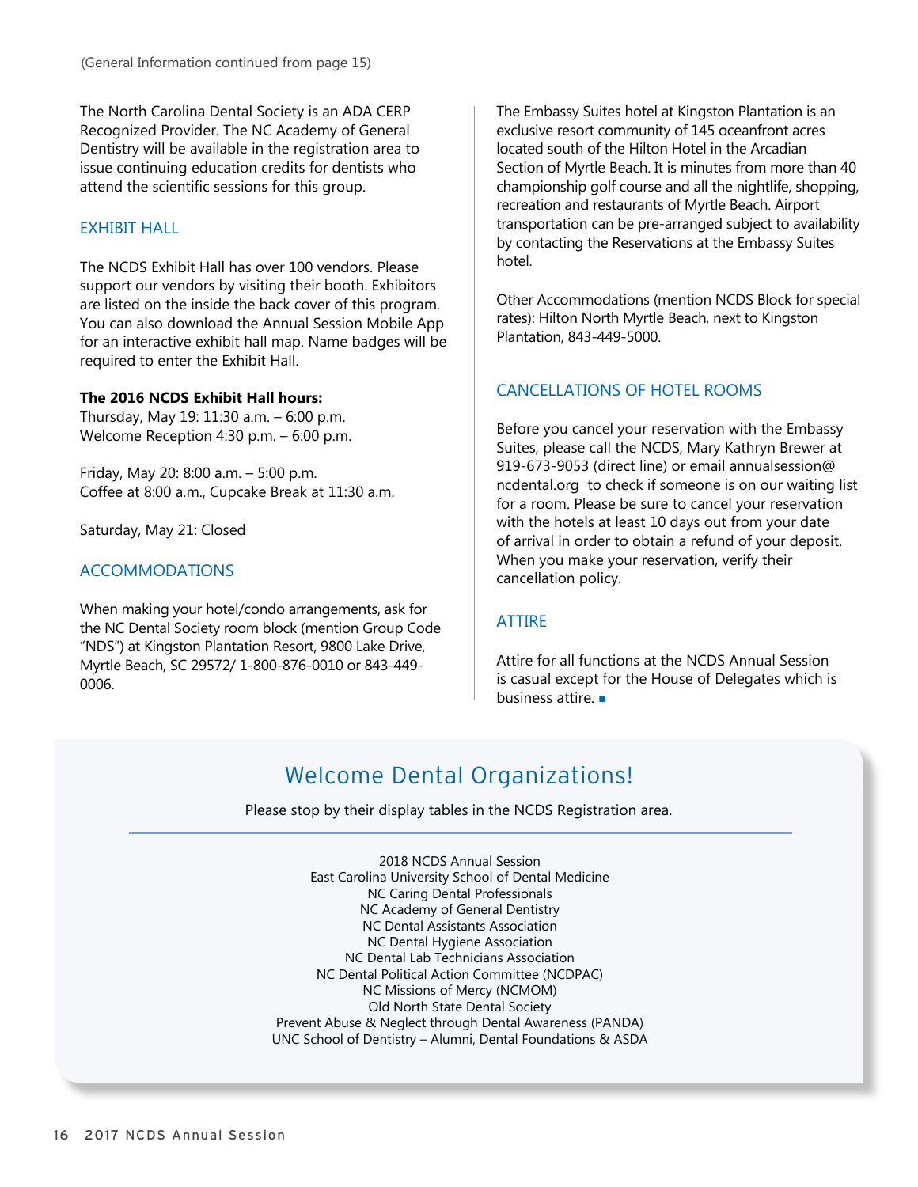(General Information continued from page 15)

The North Carolina Dental Society is an ADA CERP Recognized Provider. The NC Academy of General Dentistry will be available in the registration area to issue continuing education credits for dentists who attend the scientific sessions for this group.

## EXHIBIT HALL

The NCDS Exhibit Hall has over 100 vendors. Please support our vendors by visiting their booth. Exhibitors are listed on the inside the back cover of this program. You can also download the Annual Session Mobile App for an interactive exhibit hall map. Name badges will be required to enter the Exhibit Hall.

**The 2016 NCDS Exhibit Hall hours:**
Thursday, May 19: 11:30 a.m. – 6:00 p.m.
Welcome Reception 4:30 p.m. – 6:00 p.m.

Friday, May 20: 8:00 a.m. – 5:00 p.m.
Coffee at 8:00 a.m., Cupcake Break at 11:30 a.m.

Saturday, May 21: Closed

## ACCOMMODATIONS

When making your hotel/condo arrangements, ask for the NC Dental Society room block (mention Group Code "NDS") at Kingston Plantation Resort, 9800 Lake Drive, Myrtle Beach, SC 29572/ 1-800-876-0010 or 843-449-0006.

The Embassy Suites hotel at Kingston Plantation is an exclusive resort community of 145 oceanfront acres located south of the Hilton Hotel in the Arcadian Section of Myrtle Beach. It is minutes from more than 40 championship golf course and all the nightlife, shopping, recreation and restaurants of Myrtle Beach. Airport transportation can be pre-arranged subject to availability by contacting the Reservations at the Embassy Suites hotel.

Other Accommodations (mention NCDS Block for special rates): Hilton North Myrtle Beach, next to Kingston Plantation, 843-449-5000.

## CANCELLATIONS OF HOTEL ROOMS

Before you cancel your reservation with the Embassy Suites, please call the NCDS, Mary Kathryn Brewer at 919-673-9053 (direct line) or email annualsession@ncdental.org to check if someone is on our waiting list for a room. Please be sure to cancel your reservation with the hotels at least 10 days out from your date of arrival in order to obtain a refund of your deposit. When you make your reservation, verify their cancellation policy.

## ATTIRE

Attire for all functions at the NCDS Annual Session is casual except for the House of Delegates which is business attire. ■

## Welcome Dental Organizations!

Please stop by their display tables in the NCDS Registration area.

2018 NCDS Annual Session
East Carolina University School of Dental Medicine
NC Caring Dental Professionals
NC Academy of General Dentistry
NC Dental Assistants Association
NC Dental Hygiene Association
NC Dental Lab Technicians Association
NC Dental Political Action Committee (NCDPAC)
NC Missions of Mercy (NCMOM)
Old North State Dental Society
Prevent Abuse & Neglect through Dental Awareness (PANDA)
UNC School of Dentistry – Alumni, Dental Foundations & ASDA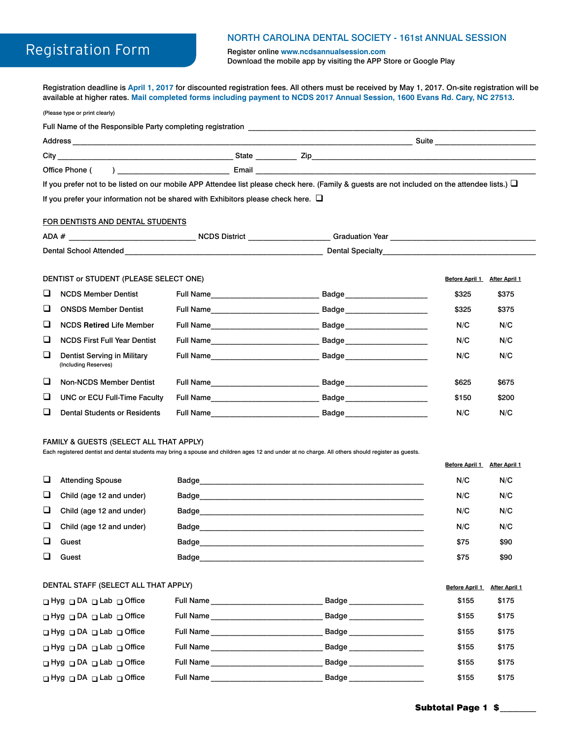# Registration Form

## NORTH CAROLINA DENTAL SOCIETY - 161st ANNUAL SESSION

Register online www.ncdsannualsession.com
Download the mobile app by visiting the APP Store or Google Play

Registration deadline is April 1, 2017 for discounted registration fees. All others must be received by May 1, 2017. On-site registration will be available at higher rates. Mail completed forms including payment to NCDS 2017 Annual Session, 1600 Evans Rd. Cary, NC 27513.

(Please type or print clearly)

Full Name of the Responsible Party completing registration ______________________________

Address ______________________________ Suite ______________

City ______________________ State __________ Zip ______________________

Office Phone (      ) ______________________ Email ______________________

If you prefer not to be listed on our mobile APP Attendee list please check here. (Family & guests are not included on the attendee lists.) ❑

If you prefer your information not be shared with Exhibitors please check here. ❑

FOR DENTISTS AND DENTAL STUDENTS

ADA # ______________________ NCDS District ______________ Graduation Year ______________________

Dental School Attended ______________________________ Dental Specialty ______________________

### DENTIST or STUDENT (PLEASE SELECT ONE)

| | | | | Before April 1 | After April 1 |
|---|---|---|---|---|---|
| ❑ | NCDS Member Dentist | Full Name ____________ | Badge ____________ | $325 | $375 |
| ❑ | ONSDS Member Dentist | Full Name ____________ | Badge ____________ | $325 | $375 |
| ❑ | NCDS Retired Life Member | Full Name ____________ | Badge ____________ | N/C | N/C |
| ❑ | NCDS First Full Year Dentist | Full Name ____________ | Badge ____________ | N/C | N/C |
| ❑ | Dentist Serving in Military (Including Reserves) | Full Name ____________ | Badge ____________ | N/C | N/C |
| ❑ | Non-NCDS Member Dentist | Full Name ____________ | Badge ____________ | $625 | $675 |
| ❑ | UNC or ECU Full-Time Faculty | Full Name ____________ | Badge ____________ | $150 | $200 |
| ❑ | Dental Students or Residents | Full Name ____________ | Badge ____________ | N/C | N/C |

### FAMILY & GUESTS (SELECT ALL THAT APPLY)

Each registered dentist and dental students may bring a spouse and children ages 12 and under at no charge. All others should register as guests.

| | | | Before April 1 | After April 1 |
|---|---|---|---|---|
| ❑ | Attending Spouse | Badge ______________________ | N/C | N/C |
| ❑ | Child (age 12 and under) | Badge ______________________ | N/C | N/C |
| ❑ | Child (age 12 and under) | Badge ______________________ | N/C | N/C |
| ❑ | Child (age 12 and under) | Badge ______________________ | N/C | N/C |
| ❑ | Guest | Badge ______________________ | $75 | $90 |
| ❑ | Guest | Badge ______________________ | $75 | $90 |

### DENTAL STAFF (SELECT ALL THAT APPLY)

| | | | Before April 1 | After April 1 |
|---|---|---|---|---|
| ❑ Hyg ❑ DA ❑ Lab ❑ Office | Full Name ____________ | Badge ____________ | $155 | $175 |
| ❑ Hyg ❑ DA ❑ Lab ❑ Office | Full Name ____________ | Badge ____________ | $155 | $175 |
| ❑ Hyg ❑ DA ❑ Lab ❑ Office | Full Name ____________ | Badge ____________ | $155 | $175 |
| ❑ Hyg ❑ DA ❑ Lab ❑ Office | Full Name ____________ | Badge ____________ | $155 | $175 |
| ❑ Hyg ❑ DA ❑ Lab ❑ Office | Full Name ____________ | Badge ____________ | $155 | $175 |
| ❑ Hyg ❑ DA ❑ Lab ❑ Office | Full Name ____________ | Badge ____________ | $155 | $175 |

**Subtotal Page 1 $________**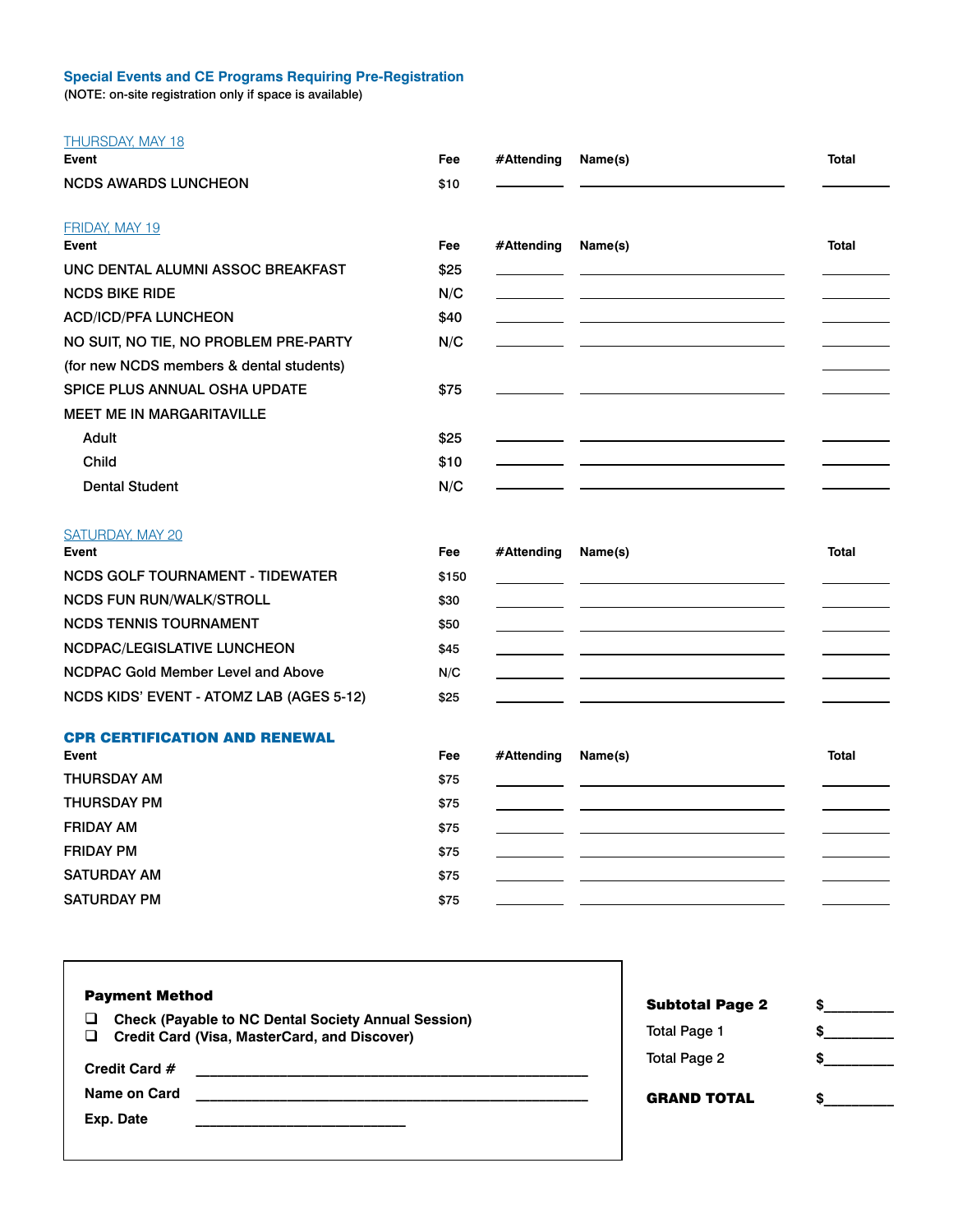## Special Events and CE Programs Requiring Pre-Registration

(NOTE: on-site registration only if space is available)

### THURSDAY, MAY 18

| Event | Fee | #Attending | Name(s) | Total |
|---|---|---|---|---|
| NCDS AWARDS LUNCHEON | $10 | | | |

### FRIDAY, MAY 19

| Event | Fee | #Attending | Name(s) | Total |
|---|---|---|---|---|
| UNC DENTAL ALUMNI ASSOC BREAKFAST | $25 | | | |
| NCDS BIKE RIDE | N/C | | | |
| ACD/ICD/PFA LUNCHEON | $40 | | | |
| NO SUIT, NO TIE, NO PROBLEM PRE-PARTY (for new NCDS members & dental students) | N/C | | | |
| SPICE PLUS ANNUAL OSHA UPDATE | $75 | | | |
| MEET ME IN MARGARITAVILLE | | | | |
| Adult | $25 | | | |
| Child | $10 | | | |
| Dental Student | N/C | | | |

### SATURDAY, MAY 20

| Event | Fee | #Attending | Name(s) | Total |
|---|---|---|---|---|
| NCDS GOLF TOURNAMENT - TIDEWATER | $150 | | | |
| NCDS FUN RUN/WALK/STROLL | $30 | | | |
| NCDS TENNIS TOURNAMENT | $50 | | | |
| NCDPAC/LEGISLATIVE LUNCHEON | $45 | | | |
| NCDPAC Gold Member Level and Above | N/C | | | |
| NCDS KIDS' EVENT - ATOMZ LAB (AGES 5-12) | $25 | | | |

### CPR CERTIFICATION AND RENEWAL

| Event | Fee | #Attending | Name(s) | Total |
|---|---|---|---|---|
| THURSDAY AM | $75 | | | |
| THURSDAY PM | $75 | | | |
| FRIDAY AM | $75 | | | |
| FRIDAY PM | $75 | | | |
| SATURDAY AM | $75 | | | |
| SATURDAY PM | $75 | | | |

**Payment Method**

- ❑ Check (Payable to NC Dental Society Annual Session)
- ❑ Credit Card (Visa, MasterCard, and Discover)

Credit Card # ____________________________________________

Name on Card ____________________________________________

Exp. Date _______________________

**Subtotal Page 2** $________

Total Page 1 $________

Total Page 2 $________

**GRAND TOTAL** $________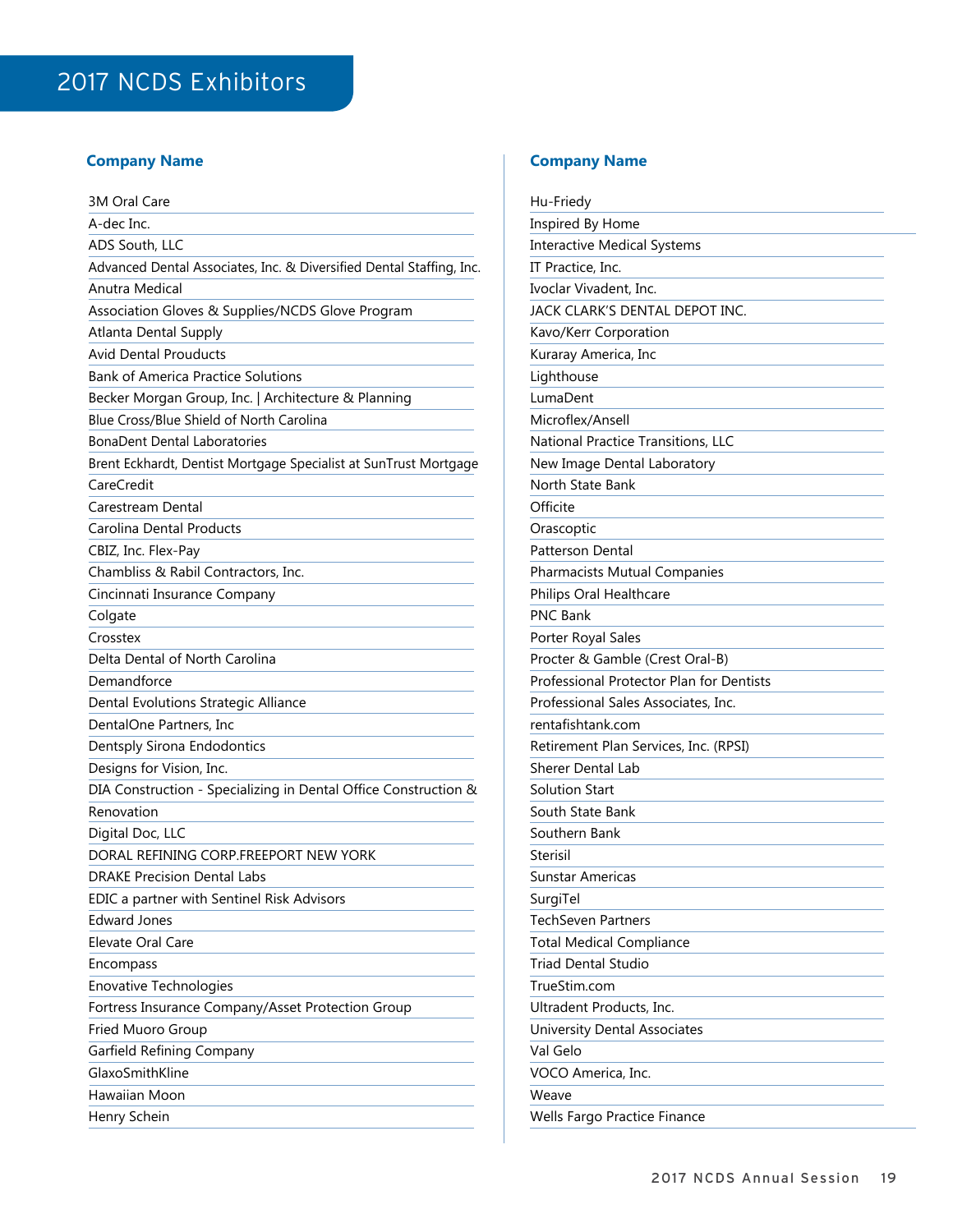# 2017 NCDS Exhibitors

| Company Name |
| --- |
| 3M Oral Care |
| A-dec Inc. |
| ADS South, LLC |
| Advanced Dental Associates, Inc. & Diversified Dental Staffing, Inc. |
| Anutra Medical |
| Association Gloves & Supplies/NCDS Glove Program |
| Atlanta Dental Supply |
| Avid Dental Prouducts |
| Bank of America Practice Solutions |
| Becker Morgan Group, Inc. &#124; Architecture & Planning |
| Blue Cross/Blue Shield of North Carolina |
| BonaDent Dental Laboratories |
| Brent Eckhardt, Dentist Mortgage Specialist at SunTrust Mortgage |
| CareCredit |
| Carestream Dental |
| Carolina Dental Products |
| CBIZ, Inc. Flex-Pay |
| Chambliss & Rabil Contractors, Inc. |
| Cincinnati Insurance Company |
| Colgate |
| Crosstex |
| Delta Dental of North Carolina |
| Demandforce |
| Dental Evolutions Strategic Alliance |
| DentalOne Partners, Inc |
| Dentsply Sirona Endodontics |
| Designs for Vision, Inc. |
| DIA Construction - Specializing in Dental Office Construction & Renovation |
| Digital Doc, LLC |
| DORAL REFINING CORP.FREEPORT NEW YORK |
| DRAKE Precision Dental Labs |
| EDIC a partner with Sentinel Risk Advisors |
| Edward Jones |
| Elevate Oral Care |
| Encompass |
| Enovative Technologies |
| Fortress Insurance Company/Asset Protection Group |
| Fried Muoro Group |
| Garfield Refining Company |
| GlaxoSmithKline |
| Hawaiian Moon |
| Henry Schein |

| Company Name |
| --- |
| Hu-Friedy |
| Inspired By Home |
| Interactive Medical Systems |
| IT Practice, Inc. |
| Ivoclar Vivadent, Inc. |
| JACK CLARK'S DENTAL DEPOT INC. |
| Kavo/Kerr Corporation |
| Kuraray America, Inc |
| Lighthouse |
| LumaDent |
| Microflex/Ansell |
| National Practice Transitions, LLC |
| New Image Dental Laboratory |
| North State Bank |
| Officite |
| Orascoptic |
| Patterson Dental |
| Pharmacists Mutual Companies |
| Philips Oral Healthcare |
| PNC Bank |
| Porter Royal Sales |
| Procter & Gamble (Crest Oral-B) |
| Professional Protector Plan for Dentists |
| Professional Sales Associates, Inc. |
| rentafishtank.com |
| Retirement Plan Services, Inc. (RPSI) |
| Sherer Dental Lab |
| Solution Start |
| South State Bank |
| Southern Bank |
| Sterisil |
| Sunstar Americas |
| SurgiTel |
| TechSeven Partners |
| Total Medical Compliance |
| Triad Dental Studio |
| TrueStim.com |
| Ultradent Products, Inc. |
| University Dental Associates |
| Val Gelo |
| VOCO America, Inc. |
| Weave |
| Wells Fargo Practice Finance |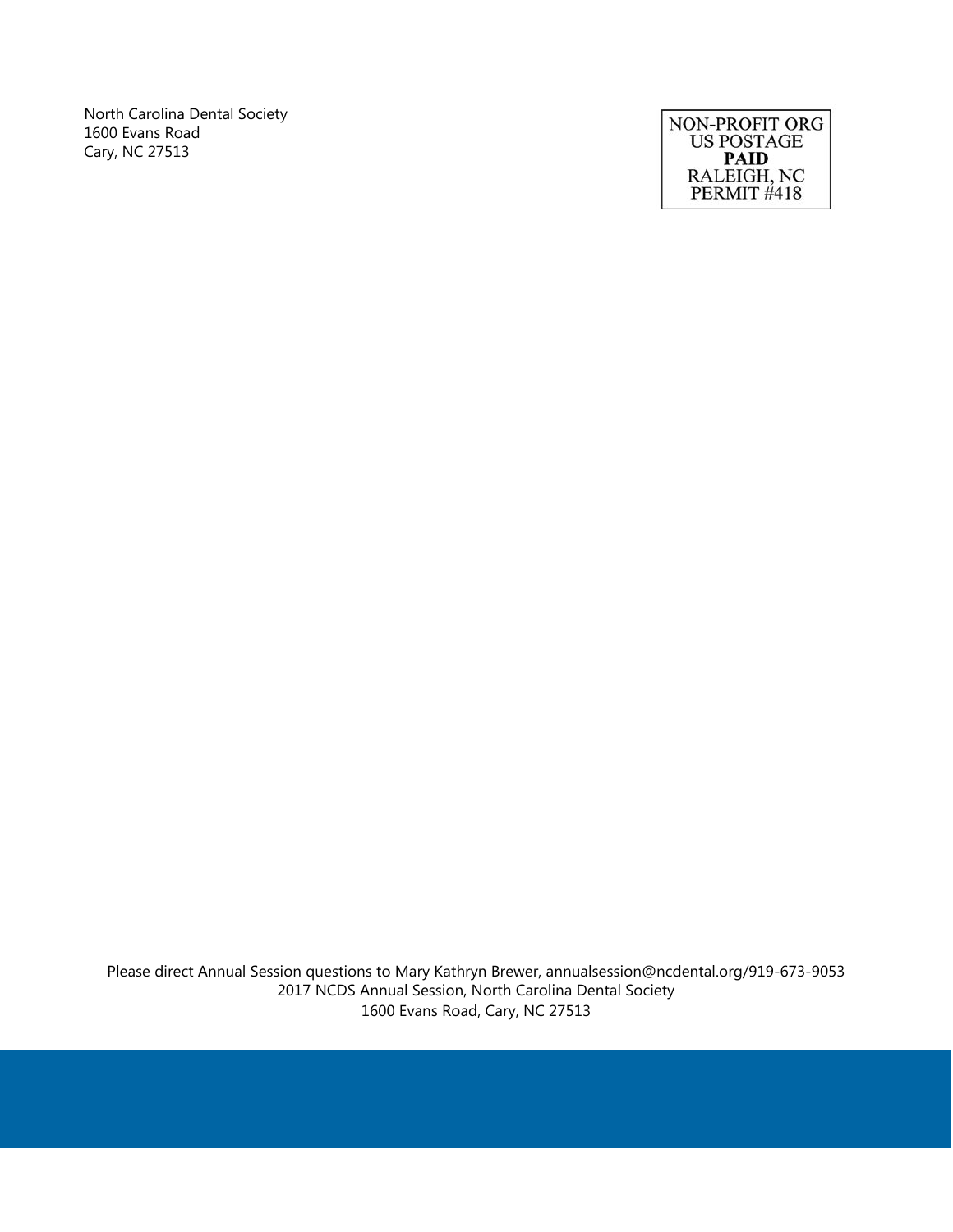North Carolina Dental Society
1600 Evans Road
Cary, NC 27513

NON-PROFIT ORG
US POSTAGE
**PAID**
RALEIGH, NC
PERMIT #418

Please direct Annual Session questions to Mary Kathryn Brewer, annualsession@ncdental.org/919-673-9053
2017 NCDS Annual Session, North Carolina Dental Society
1600 Evans Road, Cary, NC 27513